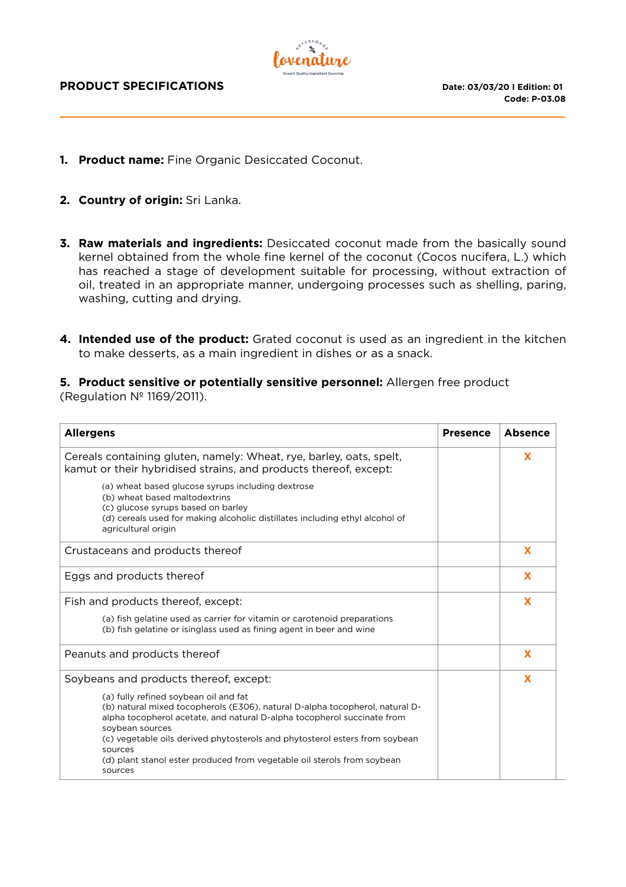**PRODUCT SPECIFICATIONS**

**Date: 03/03/20 I Edition: 01**
**Code: P-03.08**

1. **Product name:** Fine Organic Desiccated Coconut.

2. **Country of origin:** Sri Lanka.

3. **Raw materials and ingredients:** Desiccated coconut made from the basically sound kernel obtained from the whole fine kernel of the coconut (Cocos nucifera, L.) which has reached a stage of development suitable for processing, without extraction of oil, treated in an appropriate manner, undergoing processes such as shelling, paring, washing, cutting and drying.

4. **Intended use of the product:** Grated coconut is used as an ingredient in the kitchen to make desserts, as a main ingredient in dishes or as a snack.

5. **Product sensitive or potentially sensitive personnel:** Allergen free product (Regulation Nº 1169/2011).

| Allergens | Presence | Absence |
| --- | --- | --- |
| Cereals containing gluten, namely: Wheat, rye, barley, oats, spelt, kamut or their hybridised strains, and products thereof, except:<br>(a) wheat based glucose syrups including dextrose<br>(b) wheat based maltodextrins<br>(c) glucose syrups based on barley<br>(d) cereals used for making alcoholic distillates including ethyl alcohol of agricultural origin | | X |
| Crustaceans and products thereof | | X |
| Eggs and products thereof | | X |
| Fish and products thereof, except:<br>(a) fish gelatine used as carrier for vitamin or carotenoid preparations<br>(b) fish gelatine or isinglass used as fining agent in beer and wine | | X |
| Peanuts and products thereof | | X |
| Soybeans and products thereof, except:<br>(a) fully refined soybean oil and fat<br>(b) natural mixed tocopherols (E306), natural D-alpha tocopherol, natural D-alpha tocopherol acetate, and natural D-alpha tocopherol succinate from soybean sources<br>(c) vegetable oils derived phytosterols and phytosterol esters from soybean sources<br>(d) plant stanol ester produced from vegetable oil sterols from soybean sources | | X |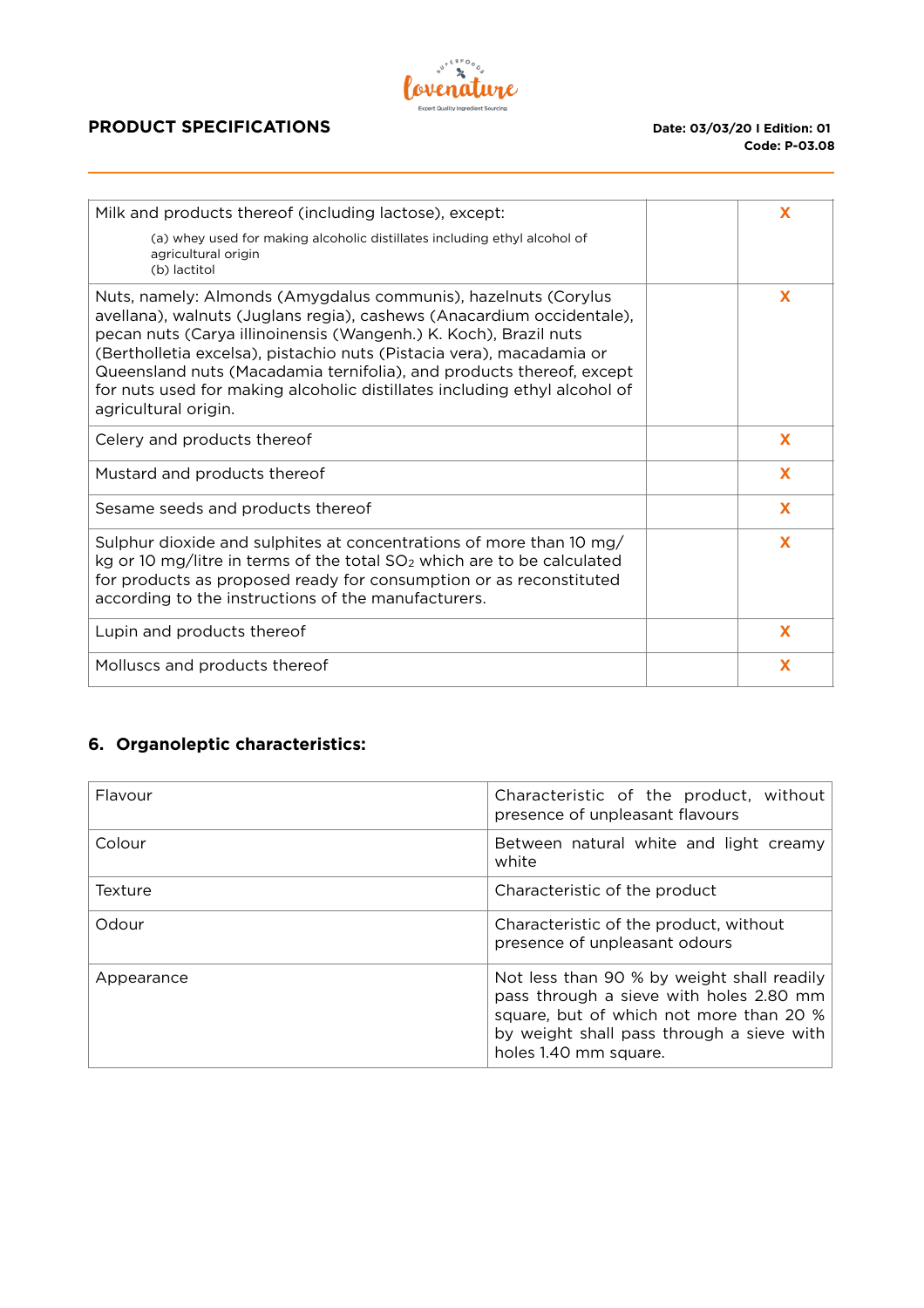| | | |
|---|---|---|
| Milk and products thereof (including lactose), except:<br>(a) whey used for making alcoholic distillates including ethyl alcohol of agricultural origin<br>(b) lactitol | | X |
| Nuts, namely: Almonds (Amygdalus communis), hazelnuts (Corylus avellana), walnuts (Juglans regia), cashews (Anacardium occidentale), pecan nuts (Carya illinoinensis (Wangenh.) K. Koch), Brazil nuts (Bertholletia excelsa), pistachio nuts (Pistacia vera), macadamia or Queensland nuts (Macadamia ternifolia), and products thereof, except for nuts used for making alcoholic distillates including ethyl alcohol of agricultural origin. | | X |
| Celery and products thereof | | X |
| Mustard and products thereof | | X |
| Sesame seeds and products thereof | | X |
| Sulphur dioxide and sulphites at concentrations of more than 10 mg/kg or 10 mg/litre in terms of the total $SO_2$ which are to be calculated for products as proposed ready for consumption or as reconstituted according to the instructions of the manufacturers. | | X |
| Lupin and products thereof | | X |
| Molluscs and products thereof | | X |

## 6. Organoleptic characteristics:

| | |
|---|---|
| Flavour | Characteristic of the product, without presence of unpleasant flavours |
| Colour | Between natural white and light creamy white |
| Texture | Characteristic of the product |
| Odour | Characteristic of the product, without presence of unpleasant odours |
| Appearance | Not less than 90 % by weight shall readily pass through a sieve with holes 2.80 mm square, but of which not more than 20 % by weight shall pass through a sieve with holes 1.40 mm square. |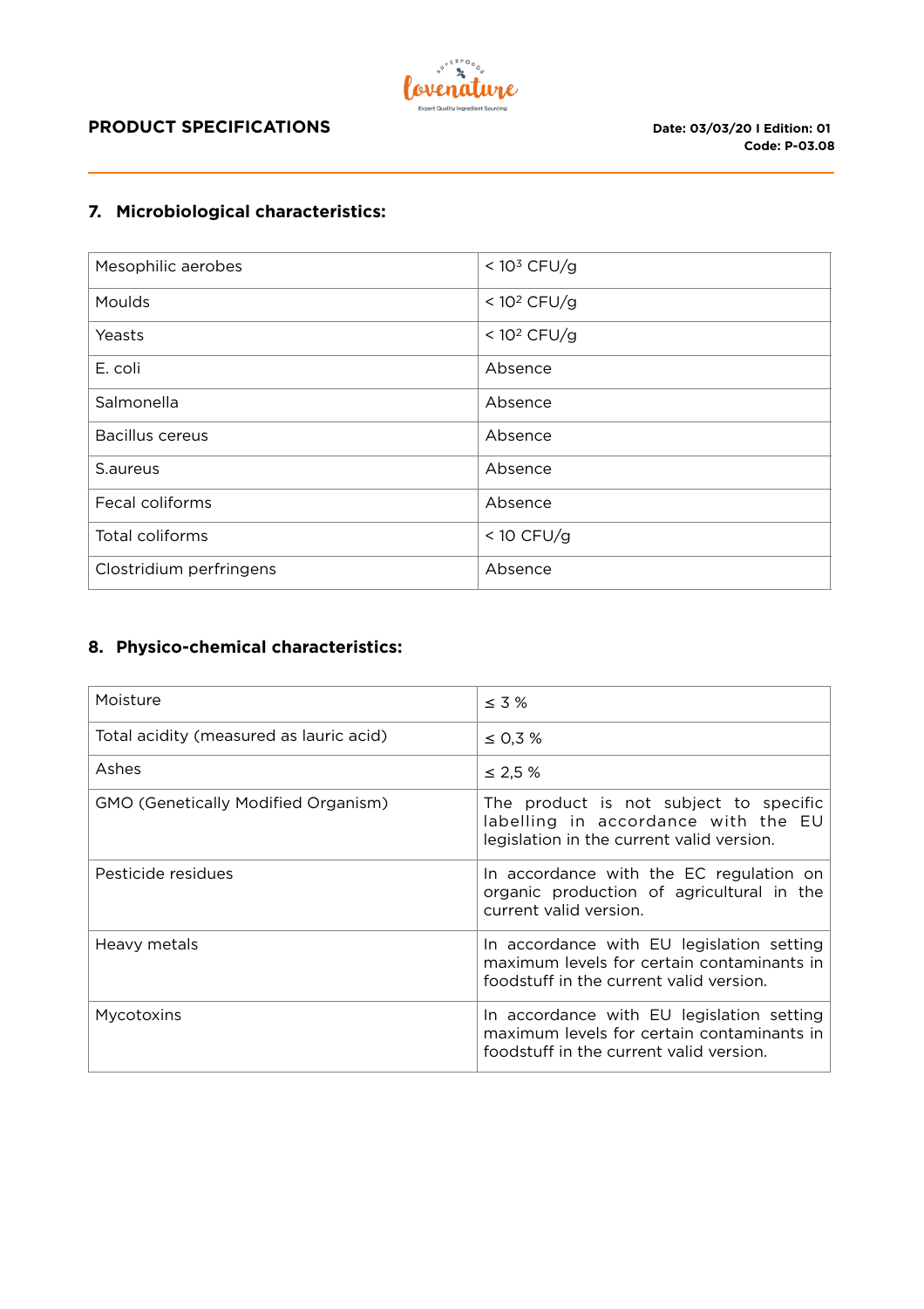## 7. Microbiological characteristics:

| | |
|---|---|
| Mesophilic aerobes | < $10^3$ CFU/g |
| Moulds | < $10^2$ CFU/g |
| Yeasts | < $10^2$ CFU/g |
| E. coli | Absence |
| Salmonella | Absence |
| Bacillus cereus | Absence |
| S.aureus | Absence |
| Fecal coliforms | Absence |
| Total coliforms | < 10 CFU/g |
| Clostridium perfringens | Absence |

## 8. Physico-chemical characteristics:

| | |
|---|---|
| Moisture | ≤ 3 % |
| Total acidity (measured as lauric acid) | ≤ 0,3 % |
| Ashes | ≤ 2,5 % |
| GMO (Genetically Modified Organism) | The product is not subject to specific labelling in accordance with the EU legislation in the current valid version. |
| Pesticide residues | In accordance with the EC regulation on organic production of agricultural in the current valid version. |
| Heavy metals | In accordance with EU legislation setting maximum levels for certain contaminants in foodstuff in the current valid version. |
| Mycotoxins | In accordance with EU legislation setting maximum levels for certain contaminants in foodstuff in the current valid version. |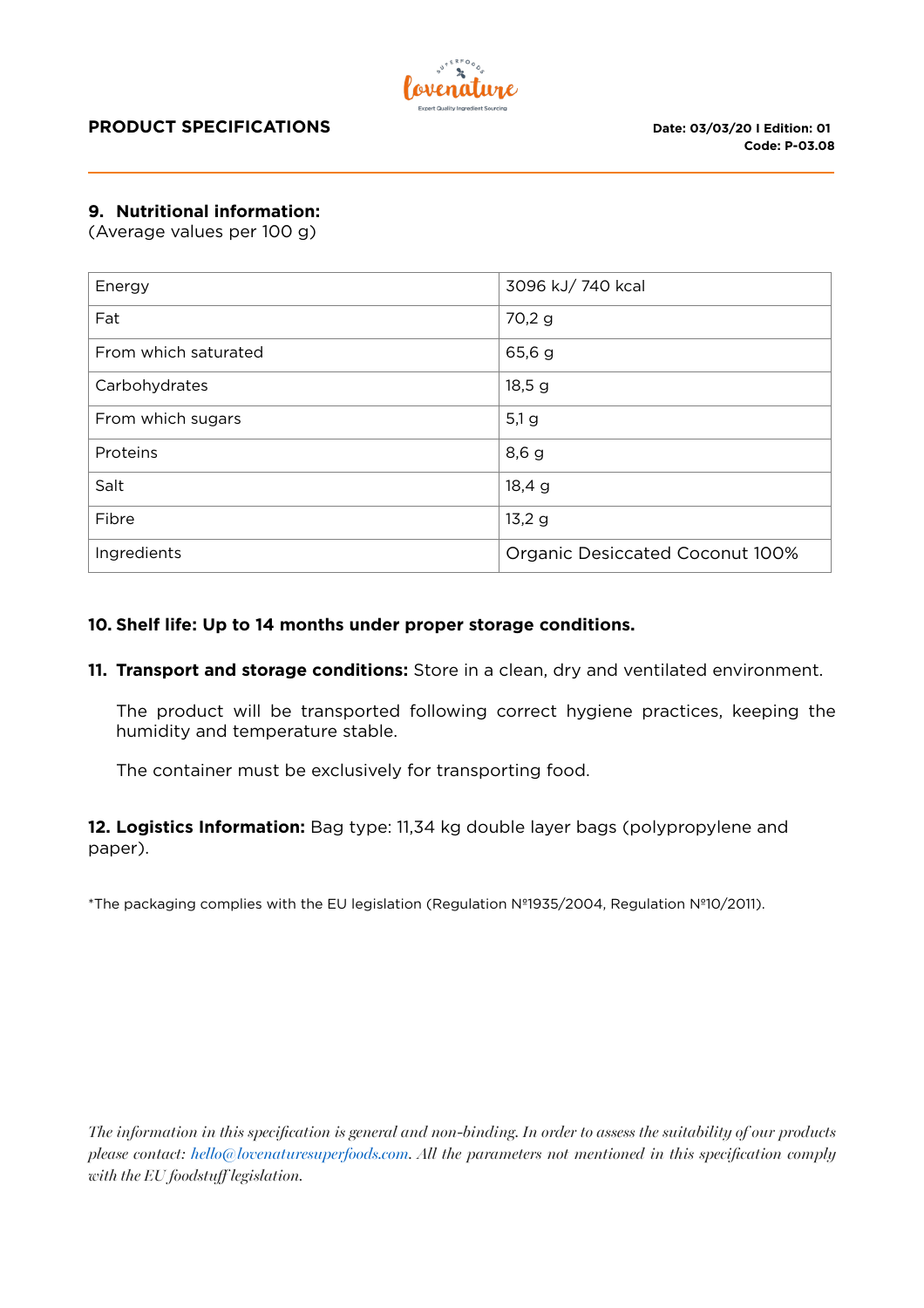**PRODUCT SPECIFICATIONS**

**Date: 03/03/20 I Edition: 01**
**Code: P-03.08**

## 9. Nutritional information:

(Average values per 100 g)

| | |
|---|---|
| Energy | 3096 kJ/ 740 kcal |
| Fat | 70,2 g |
| From which saturated | 65,6 g |
| Carbohydrates | 18,5 g |
| From which sugars | 5,1 g |
| Proteins | 8,6 g |
| Salt | 18,4 g |
| Fibre | 13,2 g |
| Ingredients | Organic Desiccated Coconut 100% |

## 10. Shelf life: Up to 14 months under proper storage conditions.

**11. Transport and storage conditions:** Store in a clean, dry and ventilated environment.

The product will be transported following correct hygiene practices, keeping the humidity and temperature stable.

The container must be exclusively for transporting food.

**12. Logistics Information:** Bag type: 11,34 kg double layer bags (polypropylene and paper).

*The packaging complies with the EU legislation (Regulation Nº1935/2004, Regulation Nº10/2011).

*The information in this specification is general and non-binding. In order to assess the suitability of our products please contact: hello@lovenaturesuperfoods.com. All the parameters not mentioned in this specification comply with the EU foodstuff legislation.*